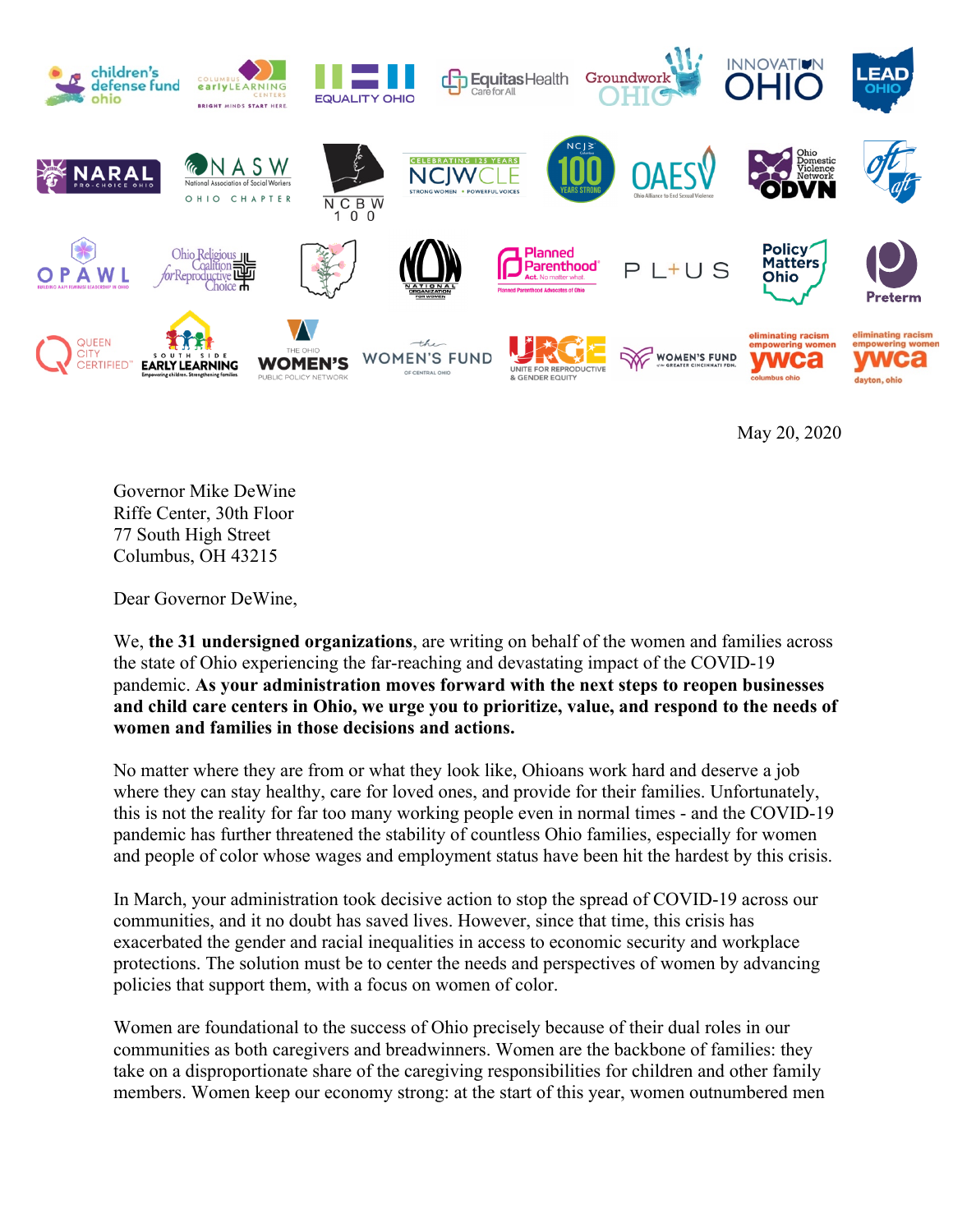May 20, 2020

Governor Mike DeWine
Riffe Center, 30th Floor
77 South High Street
Columbus, OH 43215

Dear Governor DeWine,

We, **the 31 undersigned organizations**, are writing on behalf of the women and families across the state of Ohio experiencing the far-reaching and devastating impact of the COVID-19 pandemic. **As your administration moves forward with the next steps to reopen businesses and child care centers in Ohio, we urge you to prioritize, value, and respond to the needs of women and families in those decisions and actions.**

No matter where they are from or what they look like, Ohioans work hard and deserve a job where they can stay healthy, care for loved ones, and provide for their families. Unfortunately, this is not the reality for far too many working people even in normal times - and the COVID-19 pandemic has further threatened the stability of countless Ohio families, especially for women and people of color whose wages and employment status have been hit the hardest by this crisis.

In March, your administration took decisive action to stop the spread of COVID-19 across our communities, and it no doubt has saved lives. However, since that time, this crisis has exacerbated the gender and racial inequalities in access to economic security and workplace protections. The solution must be to center the needs and perspectives of women by advancing policies that support them, with a focus on women of color.

Women are foundational to the success of Ohio precisely because of their dual roles in our communities as both caregivers and breadwinners. Women are the backbone of families: they take on a disproportionate share of the caregiving responsibilities for children and other family members. Women keep our economy strong: at the start of this year, women outnumbered men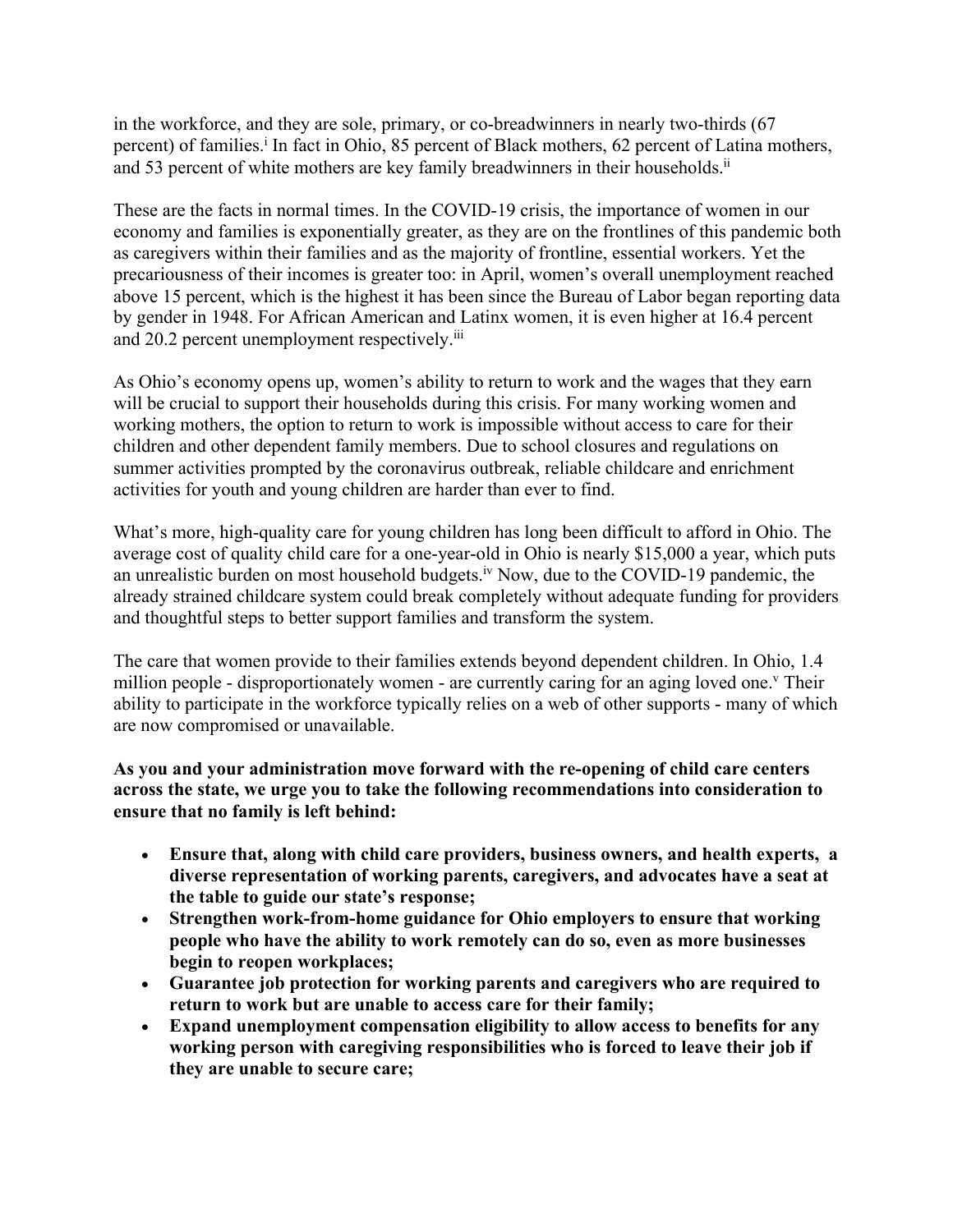in the workforce, and they are sole, primary, or co-breadwinners in nearly two-thirds (67 percent) of families.[i] In fact in Ohio, 85 percent of Black mothers, 62 percent of Latina mothers, and 53 percent of white mothers are key family breadwinners in their households.[ii]

These are the facts in normal times. In the COVID-19 crisis, the importance of women in our economy and families is exponentially greater, as they are on the frontlines of this pandemic both as caregivers within their families and as the majority of frontline, essential workers. Yet the precariousness of their incomes is greater too: in April, women's overall unemployment reached above 15 percent, which is the highest it has been since the Bureau of Labor began reporting data by gender in 1948. For African American and Latinx women, it is even higher at 16.4 percent and 20.2 percent unemployment respectively.[iii]

As Ohio's economy opens up, women's ability to return to work and the wages that they earn will be crucial to support their households during this crisis. For many working women and working mothers, the option to return to work is impossible without access to care for their children and other dependent family members. Due to school closures and regulations on summer activities prompted by the coronavirus outbreak, reliable childcare and enrichment activities for youth and young children are harder than ever to find.

What's more, high-quality care for young children has long been difficult to afford in Ohio. The average cost of quality child care for a one-year-old in Ohio is nearly $15,000 a year, which puts an unrealistic burden on most household budgets.[iv] Now, due to the COVID-19 pandemic, the already strained childcare system could break completely without adequate funding for providers and thoughtful steps to better support families and transform the system.

The care that women provide to their families extends beyond dependent children. In Ohio, 1.4 million people - disproportionately women - are currently caring for an aging loved one.[v] Their ability to participate in the workforce typically relies on a web of other supports - many of which are now compromised or unavailable.

**As you and your administration move forward with the re-opening of child care centers across the state, we urge you to take the following recommendations into consideration to ensure that no family is left behind:**

- **Ensure that, along with child care providers, business owners, and health experts, a diverse representation of working parents, caregivers, and advocates have a seat at the table to guide our state's response;**
- **Strengthen work-from-home guidance for Ohio employers to ensure that working people who have the ability to work remotely can do so, even as more businesses begin to reopen workplaces;**
- **Guarantee job protection for working parents and caregivers who are required to return to work but are unable to access care for their family;**
- **Expand unemployment compensation eligibility to allow access to benefits for any working person with caregiving responsibilities who is forced to leave their job if they are unable to secure care;**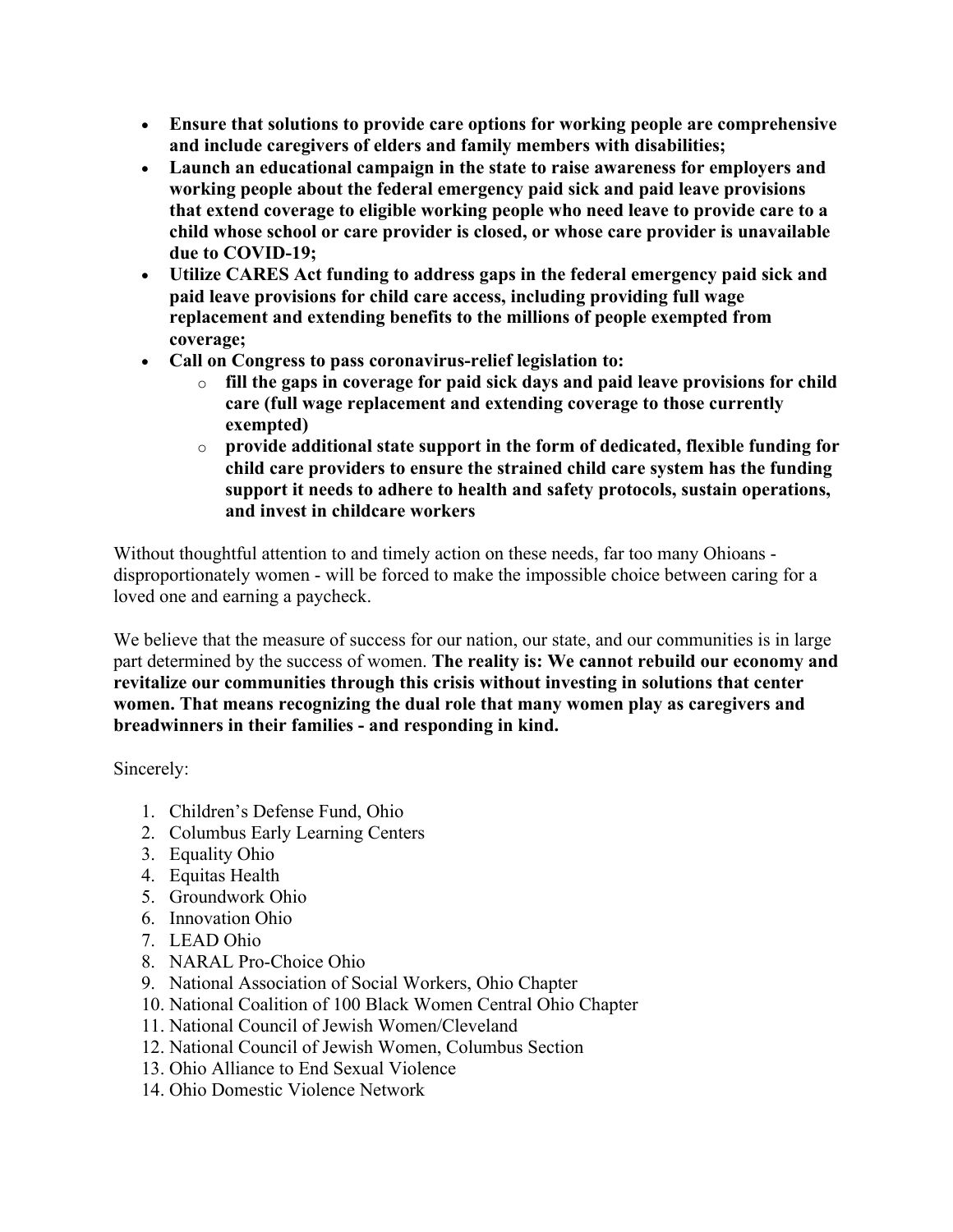- **Ensure that solutions to provide care options for working people are comprehensive and include caregivers of elders and family members with disabilities;**
- **Launch an educational campaign in the state to raise awareness for employers and working people about the federal emergency paid sick and paid leave provisions that extend coverage to eligible working people who need leave to provide care to a child whose school or care provider is closed, or whose care provider is unavailable due to COVID-19;**
- **Utilize CARES Act funding to address gaps in the federal emergency paid sick and paid leave provisions for child care access, including providing full wage replacement and extending benefits to the millions of people exempted from coverage;**
- **Call on Congress to pass coronavirus-relief legislation to:**
  - **fill the gaps in coverage for paid sick days and paid leave provisions for child care (full wage replacement and extending coverage to those currently exempted)**
  - **provide additional state support in the form of dedicated, flexible funding for child care providers to ensure the strained child care system has the funding support it needs to adhere to health and safety protocols, sustain operations, and invest in childcare workers**

Without thoughtful attention to and timely action on these needs, far too many Ohioans - disproportionately women - will be forced to make the impossible choice between caring for a loved one and earning a paycheck.

We believe that the measure of success for our nation, our state, and our communities is in large part determined by the success of women. **The reality is: We cannot rebuild our economy and revitalize our communities through this crisis without investing in solutions that center women. That means recognizing the dual role that many women play as caregivers and breadwinners in their families - and responding in kind.**

Sincerely:

1. Children's Defense Fund, Ohio
2. Columbus Early Learning Centers
3. Equality Ohio
4. Equitas Health
5. Groundwork Ohio
6. Innovation Ohio
7. LEAD Ohio
8. NARAL Pro-Choice Ohio
9. National Association of Social Workers, Ohio Chapter
10. National Coalition of 100 Black Women Central Ohio Chapter
11. National Council of Jewish Women/Cleveland
12. National Council of Jewish Women, Columbus Section
13. Ohio Alliance to End Sexual Violence
14. Ohio Domestic Violence Network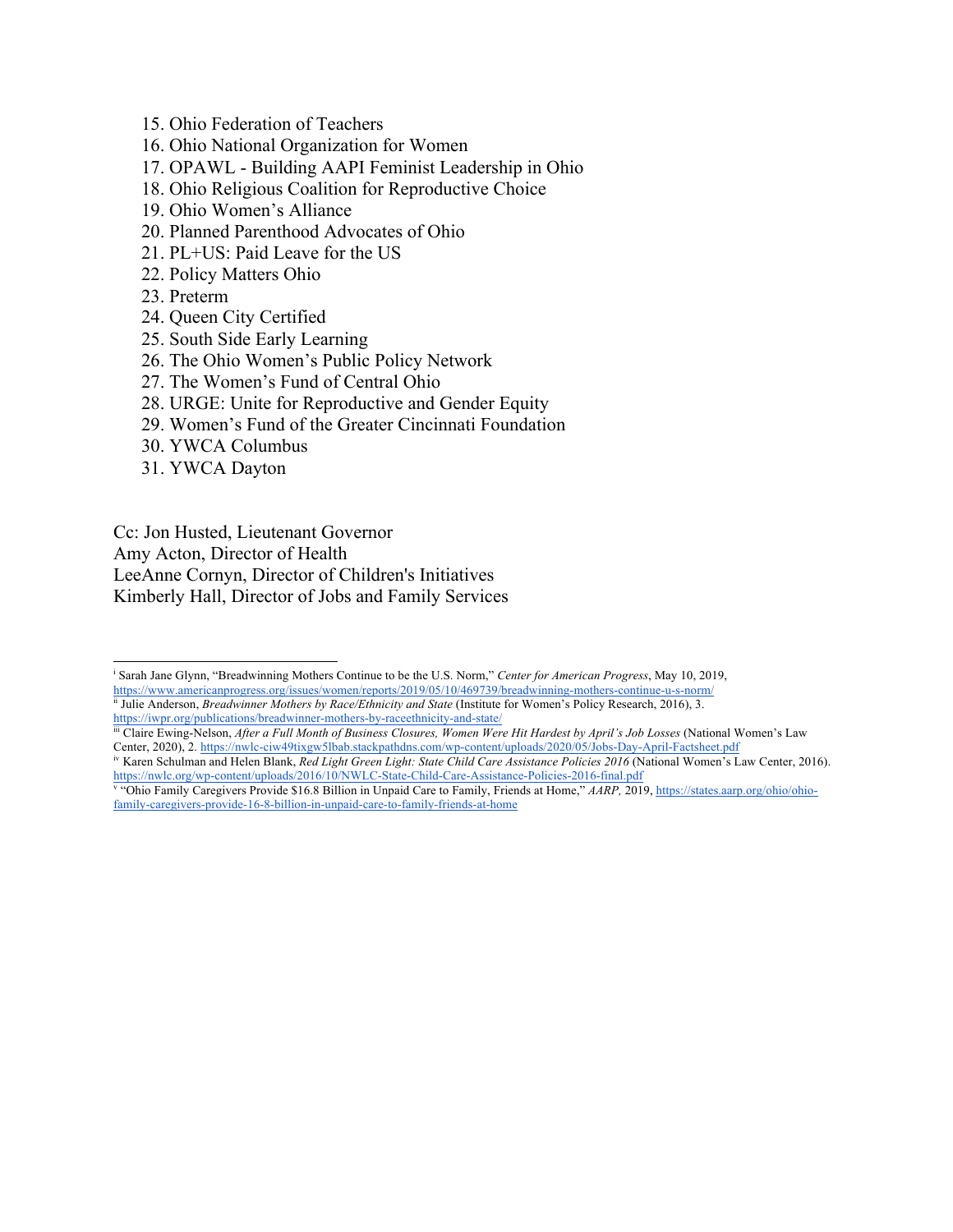15. Ohio Federation of Teachers
16. Ohio National Organization for Women
17. OPAWL - Building AAPI Feminist Leadership in Ohio
18. Ohio Religious Coalition for Reproductive Choice
19. Ohio Women's Alliance
20. Planned Parenthood Advocates of Ohio
21. PL+US: Paid Leave for the US
22. Policy Matters Ohio
23. Preterm
24. Queen City Certified
25. South Side Early Learning
26. The Ohio Women's Public Policy Network
27. The Women's Fund of Central Ohio
28. URGE: Unite for Reproductive and Gender Equity
29. Women's Fund of the Greater Cincinnati Foundation
30. YWCA Columbus
31. YWCA Dayton

Cc: Jon Husted, Lieutenant Governor
Amy Acton, Director of Health
LeeAnne Cornyn, Director of Children's Initiatives
Kimberly Hall, Director of Jobs and Family Services

---

[i] Sarah Jane Glynn, "Breadwinning Mothers Continue to be the U.S. Norm," *Center for American Progress*, May 10, 2019, https://www.americanprogress.org/issues/women/reports/2019/05/10/469739/breadwinning-mothers-continue-u-s-norm/

[ii] Julie Anderson, *Breadwinner Mothers by Race/Ethnicity and State* (Institute for Women's Policy Research, 2016), 3. https://iwpr.org/publications/breadwinner-mothers-by-raceethnicity-and-state/

[iii] Claire Ewing-Nelson, *After a Full Month of Business Closures, Women Were Hit Hardest by April's Job Losses* (National Women's Law Center, 2020), 2. https://nwlc-ciw49tixgw5lbab.stackpathdns.com/wp-content/uploads/2020/05/Jobs-Day-April-Factsheet.pdf

[iv] Karen Schulman and Helen Blank, *Red Light Green Light: State Child Care Assistance Policies 2016* (National Women's Law Center, 2016). https://nwlc.org/wp-content/uploads/2016/10/NWLC-State-Child-Care-Assistance-Policies-2016-final.pdf

[v] "Ohio Family Caregivers Provide $16.8 Billion in Unpaid Care to Family, Friends at Home," *AARP,* 2019, https://states.aarp.org/ohio/ohio-family-caregivers-provide-16-8-billion-in-unpaid-care-to-family-friends-at-home